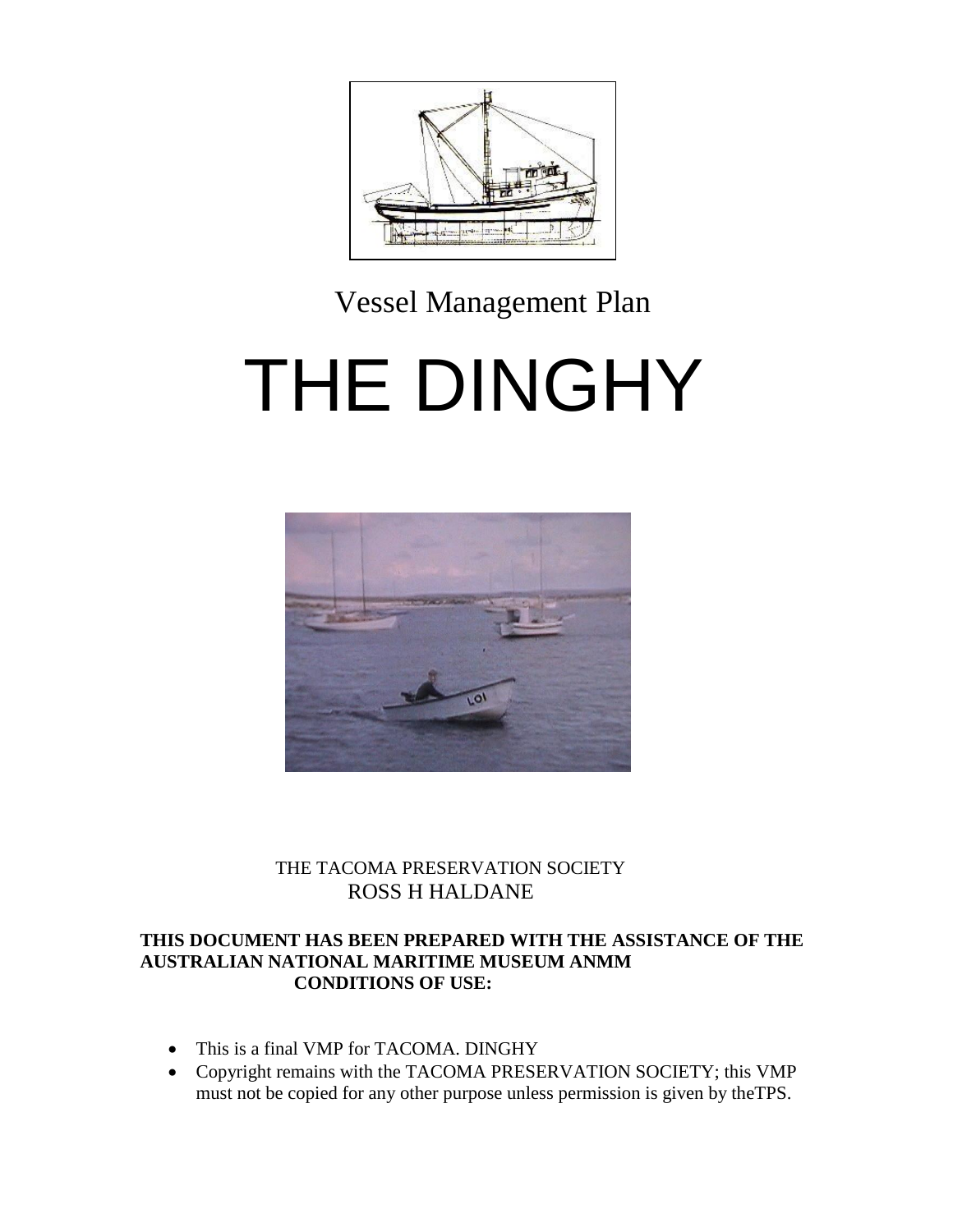Vessel Management Plan

# THE DINGHY

THE TACOMA PRESERVATION SOCIETY
ROSS H HALDANE

**THIS DOCUMENT HAS BEEN PREPARED WITH THE ASSISTANCE OF THE AUSTRALIAN NATIONAL MARITIME MUSEUM ANMM**
**CONDITIONS OF USE:**

- This is a final VMP for TACOMA. DINGHY
- Copyright remains with the TACOMA PRESERVATION SOCIETY; this VMP must not be copied for any other purpose unless permission is given by theTPS.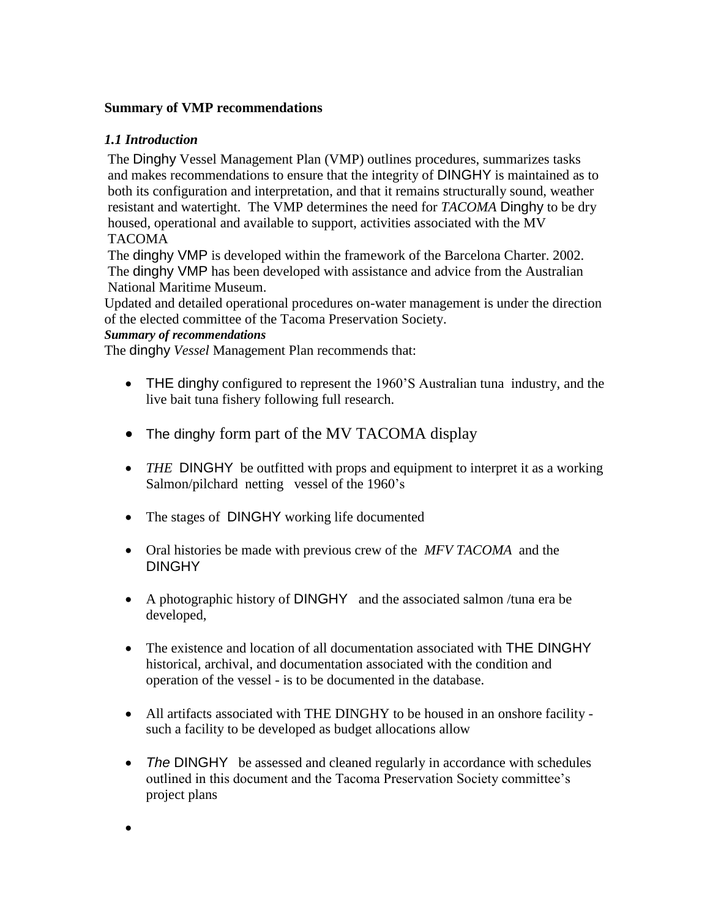**Summary of VMP recommendations**

### *1.1 Introduction*

The Dinghy Vessel Management Plan (VMP) outlines procedures, summarizes tasks and makes recommendations to ensure that the integrity of DINGHY is maintained as to both its configuration and interpretation, and that it remains structurally sound, weather resistant and watertight. The VMP determines the need for *TACOMA* Dinghy to be dry housed, operational and available to support, activities associated with the MV TACOMA

The dinghy VMP is developed within the framework of the Barcelona Charter. 2002. The dinghy VMP has been developed with assistance and advice from the Australian National Maritime Museum.

Updated and detailed operational procedures on-water management is under the direction of the elected committee of the Tacoma Preservation Society.

***Summary of recommendations***

The dinghy *Vessel* Management Plan recommends that:

- THE dinghy configured to represent the 1960'S Australian tuna industry, and the live bait tuna fishery following full research.
- The dinghy form part of the MV TACOMA display
- *THE* DINGHY be outfitted with props and equipment to interpret it as a working Salmon/pilchard netting vessel of the 1960's
- The stages of DINGHY working life documented
- Oral histories be made with previous crew of the *MFV TACOMA* and the DINGHY
- A photographic history of DINGHY and the associated salmon /tuna era be developed,
- The existence and location of all documentation associated with THE DINGHY historical, archival, and documentation associated with the condition and operation of the vessel - is to be documented in the database.
- All artifacts associated with THE DINGHY to be housed in an onshore facility - such a facility to be developed as budget allocations allow
- *The* DINGHY be assessed and cleaned regularly in accordance with schedules outlined in this document and the Tacoma Preservation Society committee's project plans
-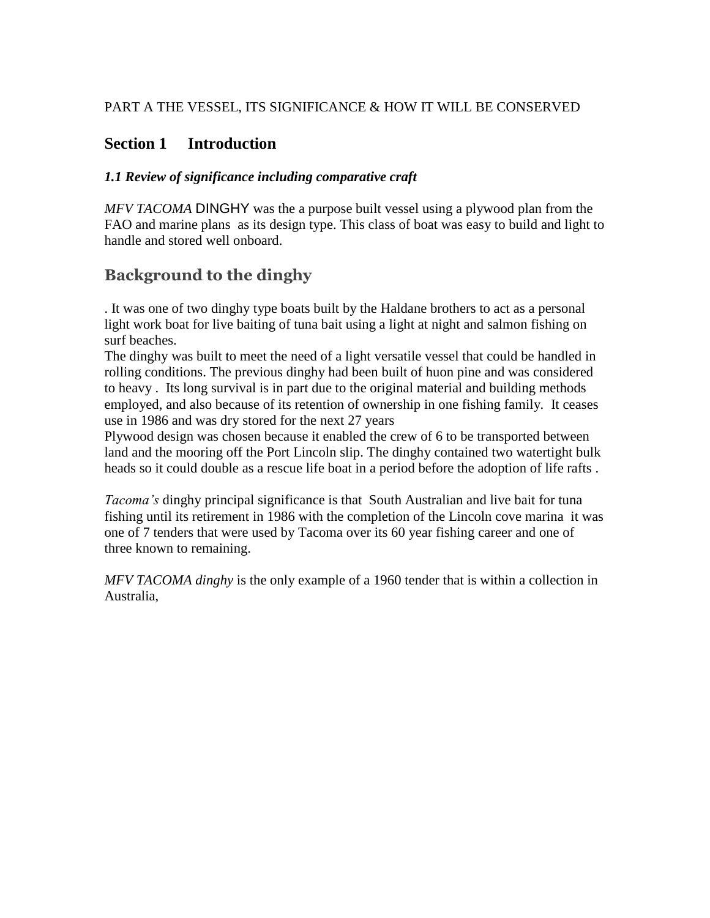PART A THE VESSEL, ITS SIGNIFICANCE & HOW IT WILL BE CONSERVED

## Section 1 Introduction

### *1.1 Review of significance including comparative craft*

*MFV TACOMA* DINGHY was the a purpose built vessel using a plywood plan from the FAO and marine plans as its design type. This class of boat was easy to build and light to handle and stored well onboard.

## Background to the dinghy

. It was one of two dinghy type boats built by the Haldane brothers to act as a personal light work boat for live baiting of tuna bait using a light at night and salmon fishing on surf beaches.
The dinghy was built to meet the need of a light versatile vessel that could be handled in rolling conditions. The previous dinghy had been built of huon pine and was considered to heavy . Its long survival is in part due to the original material and building methods employed, and also because of its retention of ownership in one fishing family. It ceases use in 1986 and was dry stored for the next 27 years
Plywood design was chosen because it enabled the crew of 6 to be transported between land and the mooring off the Port Lincoln slip. The dinghy contained two watertight bulk heads so it could double as a rescue life boat in a period before the adoption of life rafts .

*Tacoma's* dinghy principal significance is that South Australian and live bait for tuna fishing until its retirement in 1986 with the completion of the Lincoln cove marina it was one of 7 tenders that were used by Tacoma over its 60 year fishing career and one of three known to remaining.

*MFV TACOMA dinghy* is the only example of a 1960 tender that is within a collection in Australia,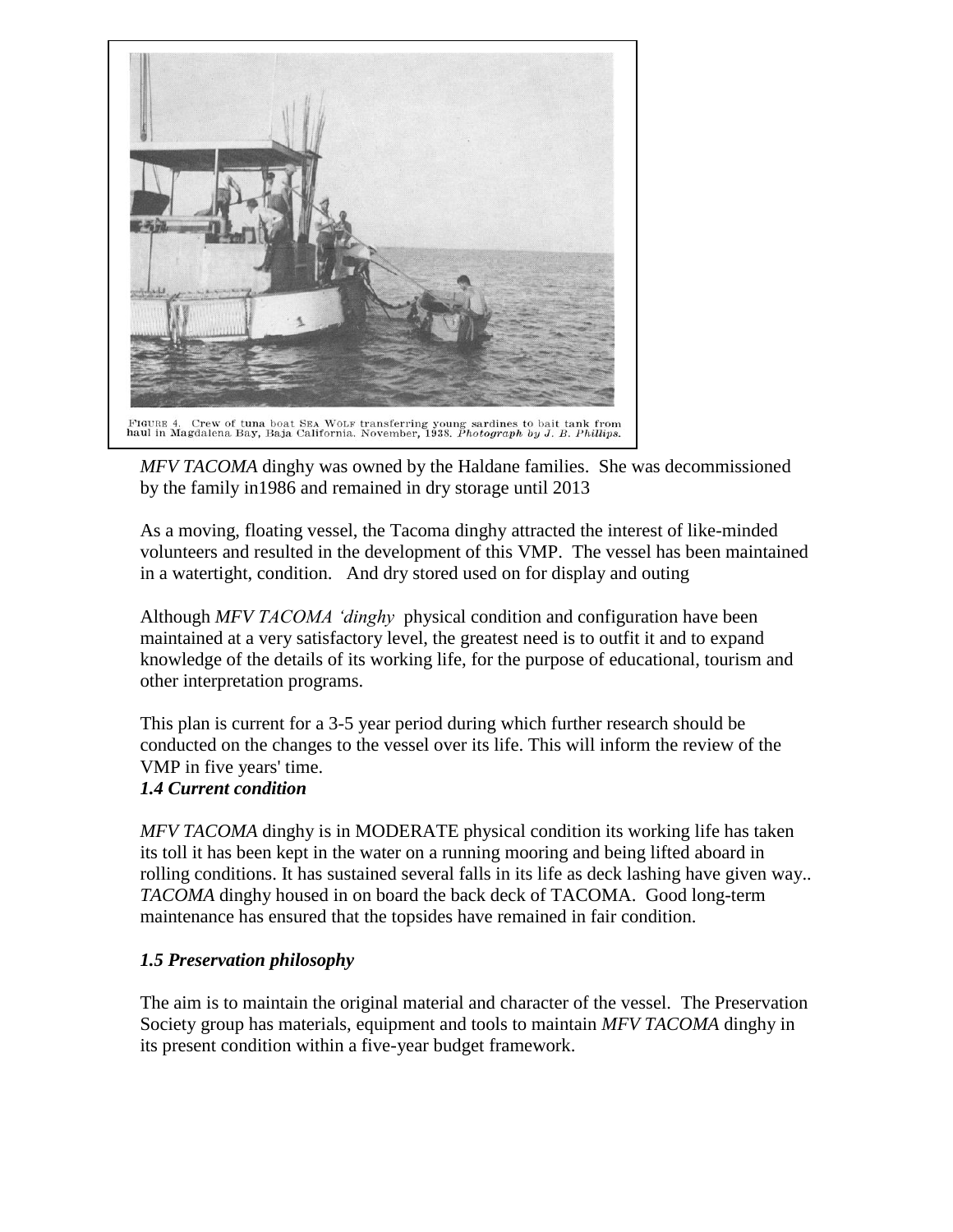FIGURE 4. Crew of tuna boat SEA WOLF transferring young sardines to bait tank from haul in Magdalena Bay, Baja California. November, 1938. *Photograph by J. B. Phillips.*

*MFV TACOMA* dinghy was owned by the Haldane families. She was decommissioned by the family in1986 and remained in dry storage until 2013

As a moving, floating vessel, the Tacoma dinghy attracted the interest of like-minded volunteers and resulted in the development of this VMP. The vessel has been maintained in a watertight, condition. And dry stored used on for display and outing

Although *MFV TACOMA 'dinghy* physical condition and configuration have been maintained at a very satisfactory level, the greatest need is to outfit it and to expand knowledge of the details of its working life, for the purpose of educational, tourism and other interpretation programs.

This plan is current for a 3-5 year period during which further research should be conducted on the changes to the vessel over its life. This will inform the review of the VMP in five years' time.

### *1.4 Current condition*

*MFV TACOMA* dinghy is in MODERATE physical condition its working life has taken its toll it has been kept in the water on a running mooring and being lifted aboard in rolling conditions. It has sustained several falls in its life as deck lashing have given way.. *TACOMA* dinghy housed in on board the back deck of TACOMA. Good long-term maintenance has ensured that the topsides have remained in fair condition.

### *1.5 Preservation philosophy*

The aim is to maintain the original material and character of the vessel. The Preservation Society group has materials, equipment and tools to maintain *MFV TACOMA* dinghy in its present condition within a five-year budget framework.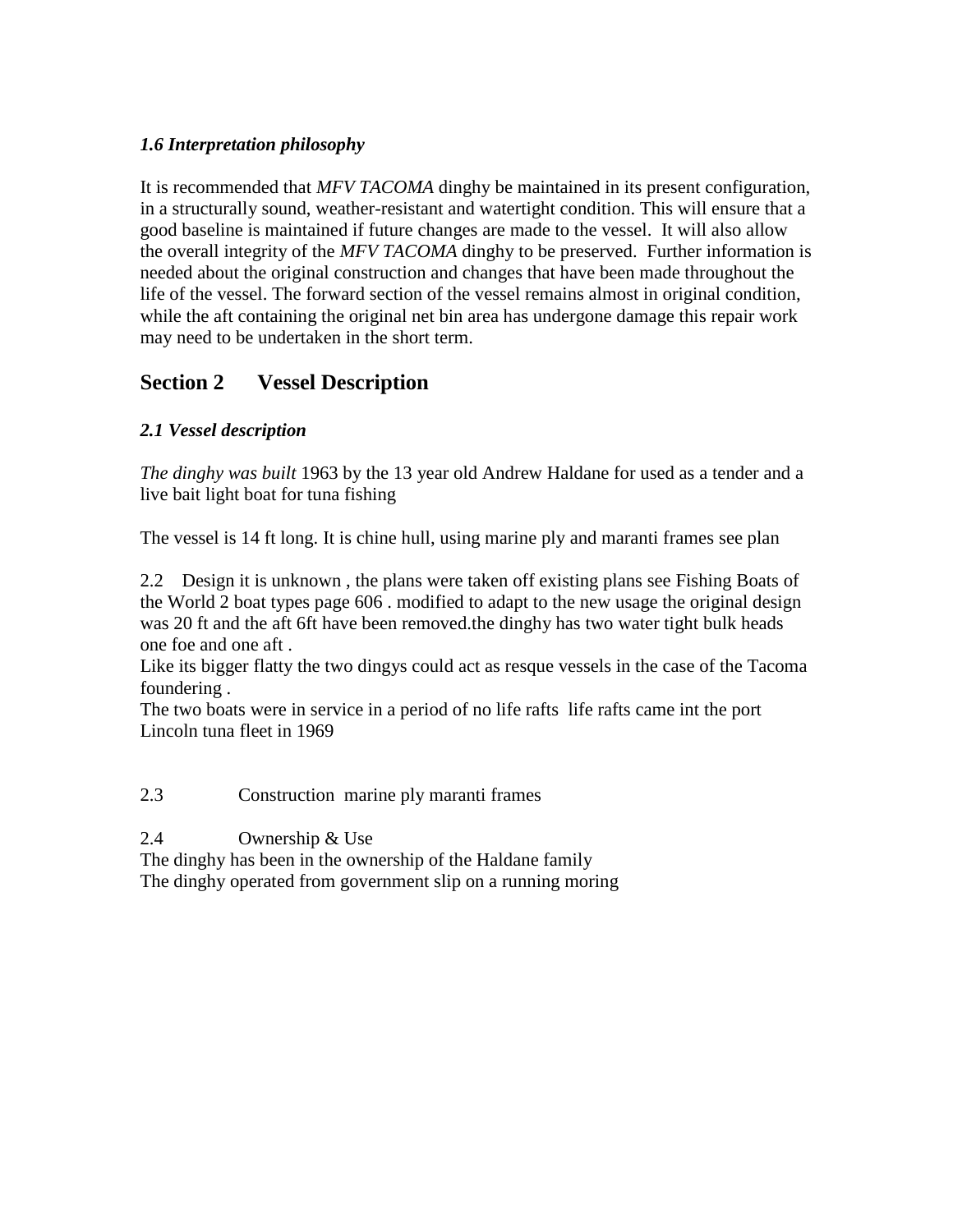### *1.6 Interpretation philosophy*

It is recommended that *MFV TACOMA* dinghy be maintained in its present configuration, in a structurally sound, weather-resistant and watertight condition. This will ensure that a good baseline is maintained if future changes are made to the vessel. It will also allow the overall integrity of the *MFV TACOMA* dinghy to be preserved. Further information is needed about the original construction and changes that have been made throughout the life of the vessel. The forward section of the vessel remains almost in original condition, while the aft containing the original net bin area has undergone damage this repair work may need to be undertaken in the short term.

## Section 2 Vessel Description

### *2.1 Vessel description*

*The dinghy was built* 1963 by the 13 year old Andrew Haldane for used as a tender and a live bait light boat for tuna fishing

The vessel is 14 ft long. It is chine hull, using marine ply and maranti frames see plan

2.2 Design it is unknown , the plans were taken off existing plans see Fishing Boats of the World 2 boat types page 606 . modified to adapt to the new usage the original design was 20 ft and the aft 6ft have been removed.the dinghy has two water tight bulk heads one foe and one aft .
Like its bigger flatty the two dingys could act as resque vessels in the case of the Tacoma foundering .
The two boats were in service in a period of no life rafts life rafts came int the port Lincoln tuna fleet in 1969

2.3 Construction marine ply maranti frames

2.4 Ownership & Use
The dinghy has been in the ownership of the Haldane family
The dinghy operated from government slip on a running moring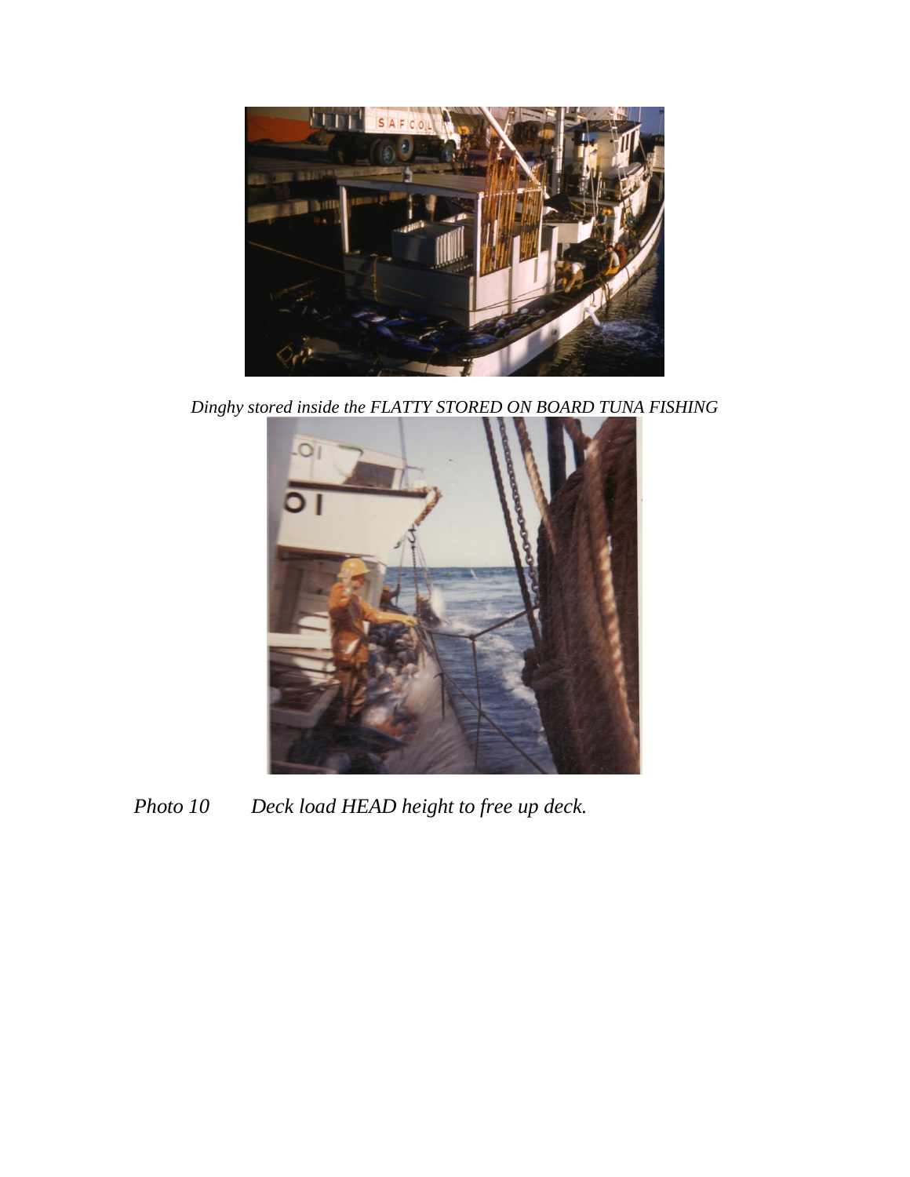*Dinghy stored inside the FLATTY STORED ON BOARD TUNA FISHING*

*Photo 10 Deck load HEAD height to free up deck.*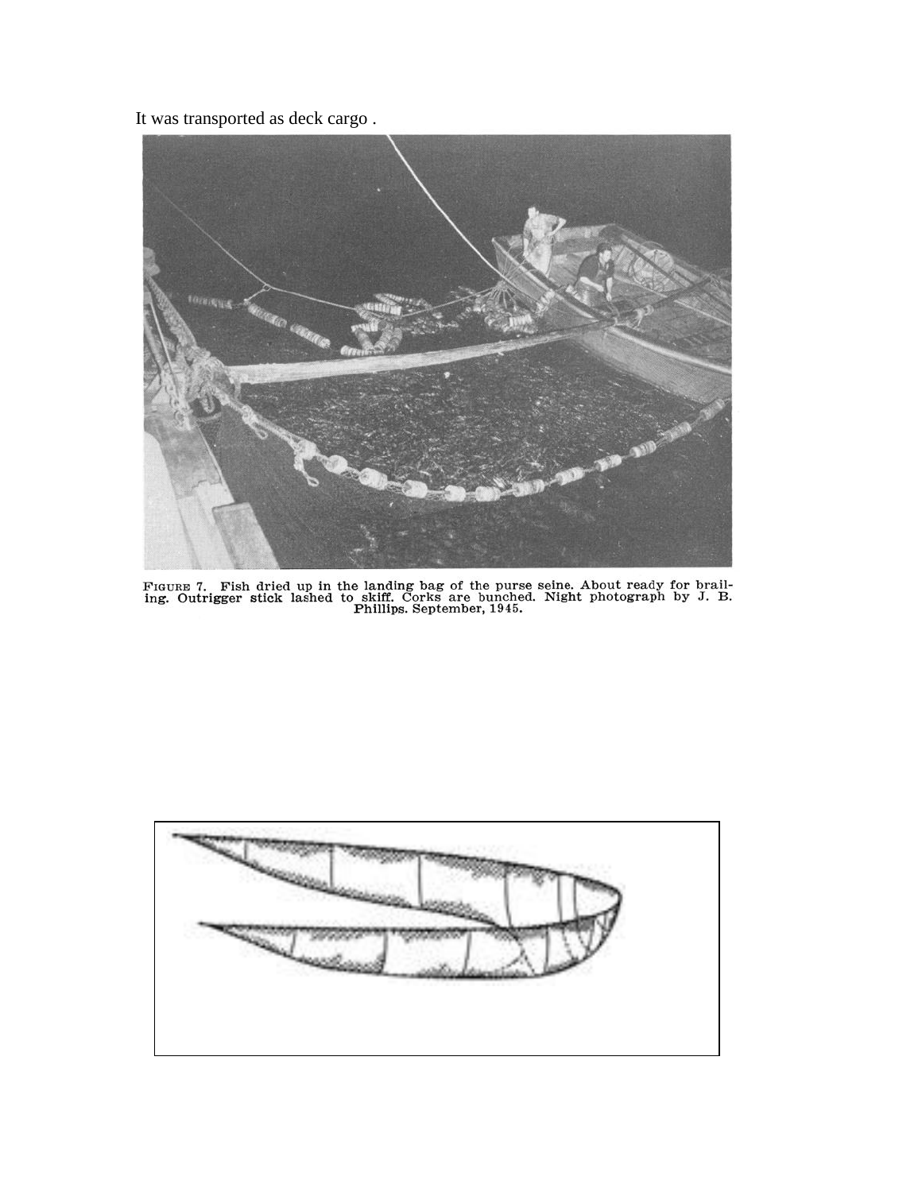It was transported as deck cargo .

FIGURE 7. Fish dried up in the landing bag of the purse seine. About ready for brailing. Outrigger stick lashed to skiff. Corks are bunched. Night photograph by J. B. Phillips. September, 1945.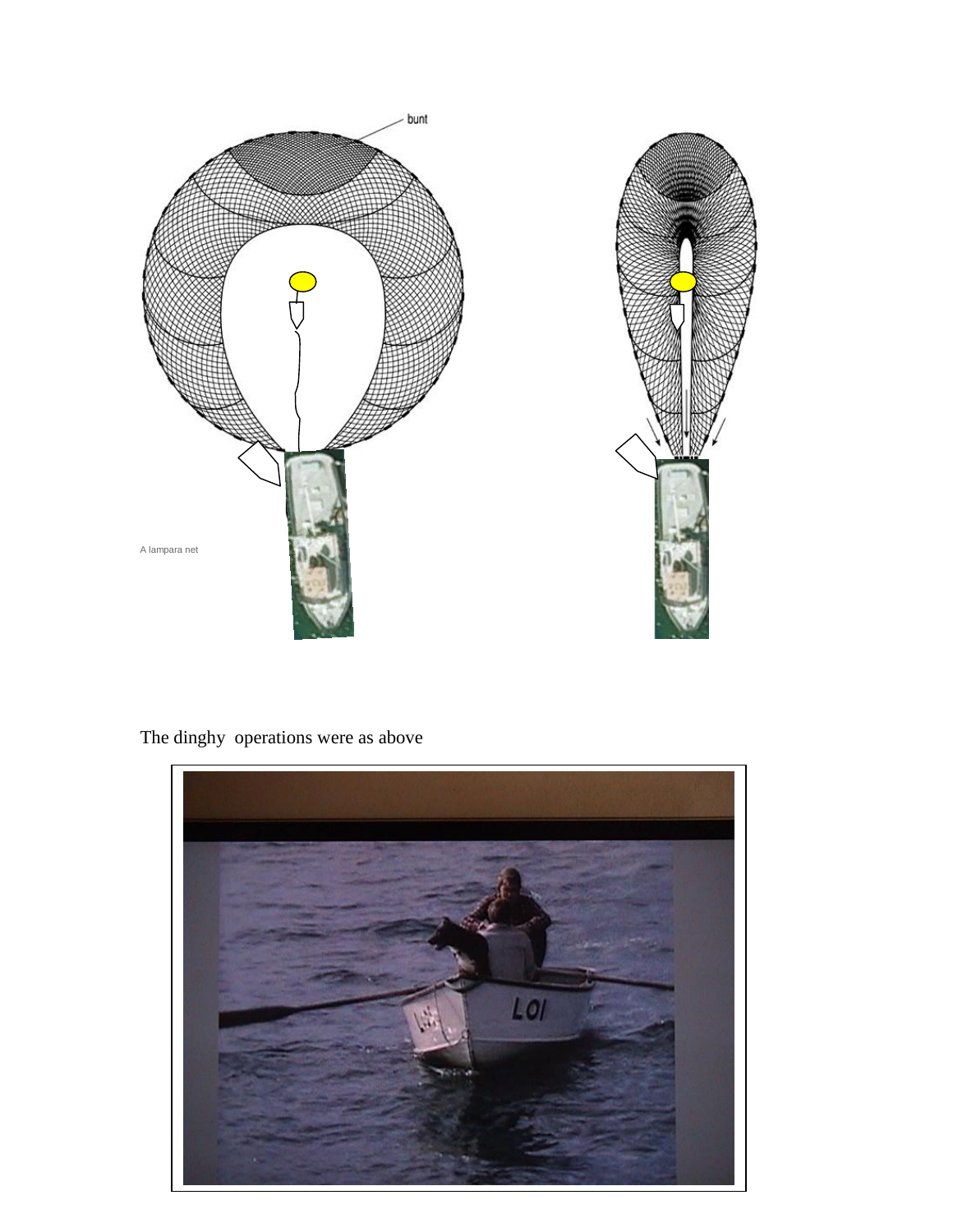The dinghy operations were as above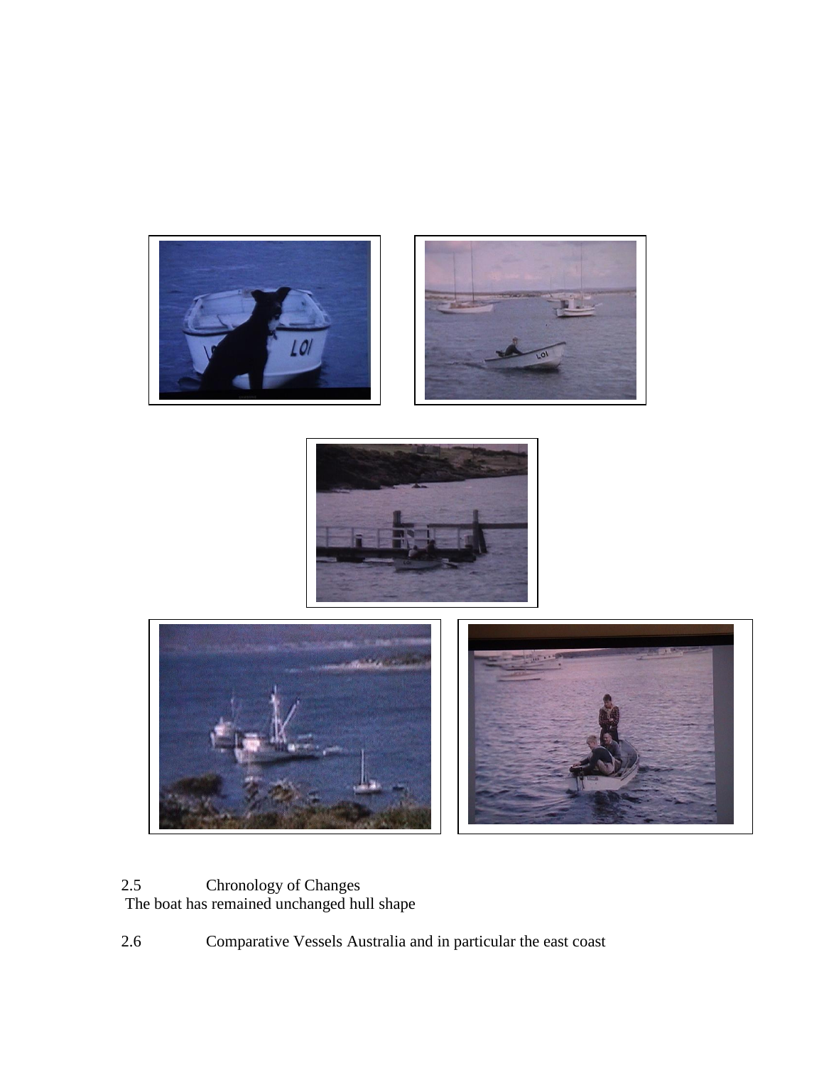2.5 Chronology of Changes

The boat has remained unchanged hull shape

2.6 Comparative Vessels Australia and in particular the east coast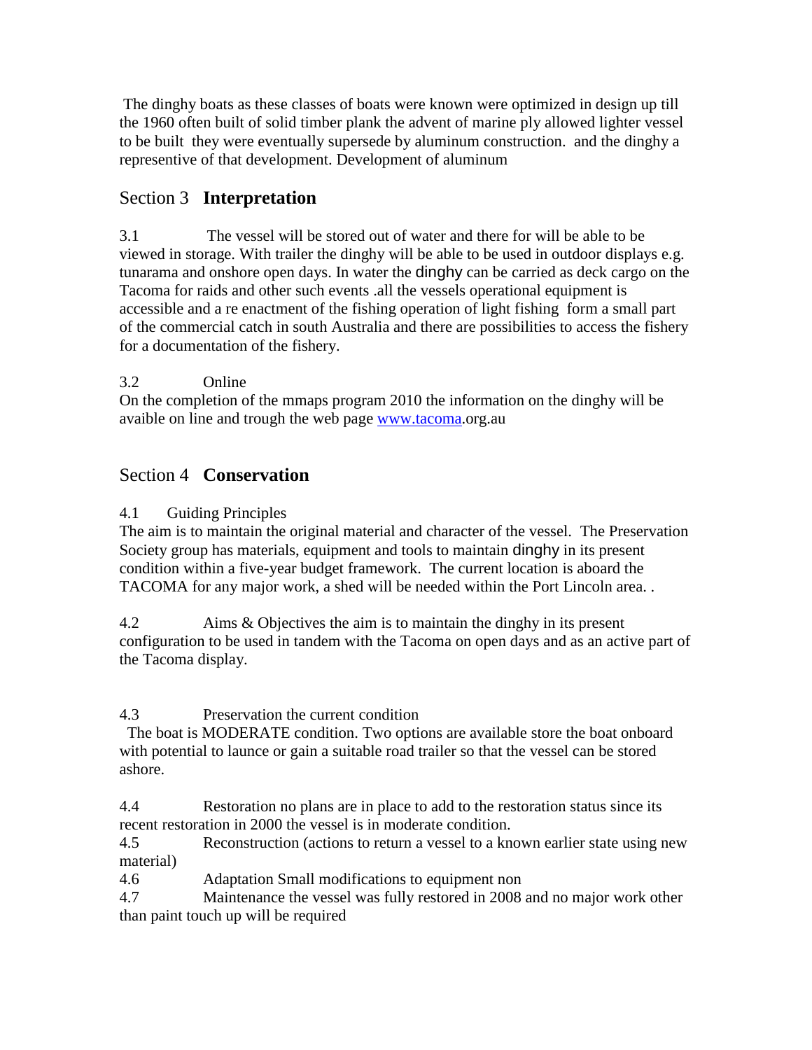The dinghy boats as these classes of boats were known were optimized in design up till the 1960 often built of solid timber plank the advent of marine ply allowed lighter vessel to be built they were eventually supersede by aluminum construction. and the dinghy a representive of that development. Development of aluminum

## Section 3 **Interpretation**

3.1 The vessel will be stored out of water and there for will be able to be viewed in storage. With trailer the dinghy will be able to be used in outdoor displays e.g. tunarama and onshore open days. In water the dinghy can be carried as deck cargo on the Tacoma for raids and other such events .all the vessels operational equipment is accessible and a re enactment of the fishing operation of light fishing form a small part of the commercial catch in south Australia and there are possibilities to access the fishery for a documentation of the fishery.

3.2 Online

On the completion of the mmaps program 2010 the information on the dinghy will be avaible on line and trough the web page www.tacoma.org.au

## Section 4 **Conservation**

4.1 Guiding Principles

The aim is to maintain the original material and character of the vessel. The Preservation Society group has materials, equipment and tools to maintain dinghy in its present condition within a five-year budget framework. The current location is aboard the TACOMA for any major work, a shed will be needed within the Port Lincoln area. .

4.2 Aims & Objectives the aim is to maintain the dinghy in its present configuration to be used in tandem with the Tacoma on open days and as an active part of the Tacoma display.

4.3 Preservation the current condition

The boat is MODERATE condition. Two options are available store the boat onboard with potential to launce or gain a suitable road trailer so that the vessel can be stored ashore.

4.4 Restoration no plans are in place to add to the restoration status since its recent restoration in 2000 the vessel is in moderate condition.

4.5 Reconstruction (actions to return a vessel to a known earlier state using new material)

4.6 Adaptation Small modifications to equipment non

4.7 Maintenance the vessel was fully restored in 2008 and no major work other than paint touch up will be required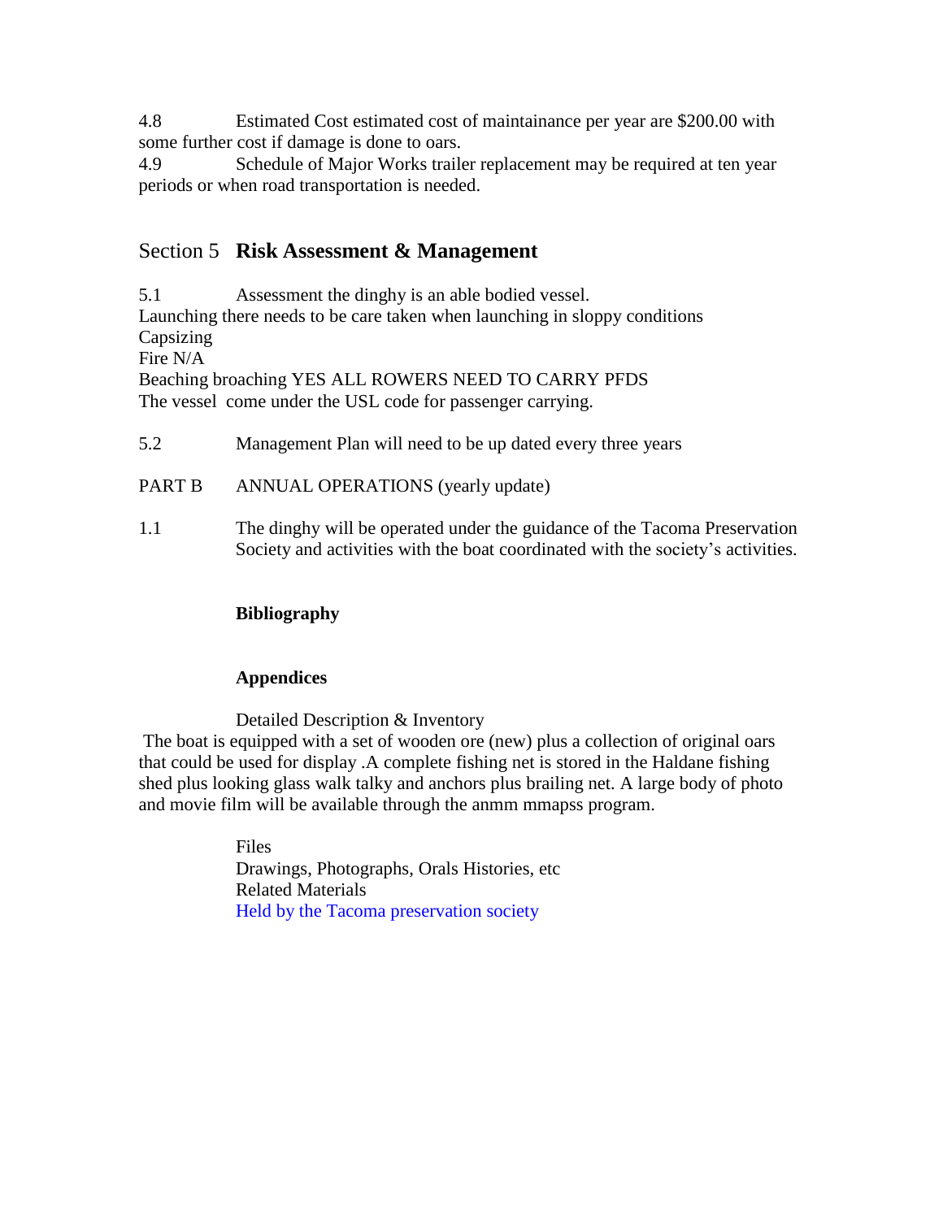4.8 Estimated Cost estimated cost of maintainance per year are $200.00 with some further cost if damage is done to oars.

4.9 Schedule of Major Works trailer replacement may be required at ten year periods or when road transportation is needed.

## Section 5 **Risk Assessment & Management**

5.1 Assessment the dinghy is an able bodied vessel.
Launching there needs to be care taken when launching in sloppy conditions
Capsizing
Fire N/A
Beaching broaching YES ALL ROWERS NEED TO CARRY PFDS
The vessel come under the USL code for passenger carrying.

5.2 Management Plan will need to be up dated every three years

PART B ANNUAL OPERATIONS (yearly update)

1.1 The dinghy will be operated under the guidance of the Tacoma Preservation Society and activities with the boat coordinated with the society's activities.

**Bibliography**

**Appendices**

Detailed Description & Inventory
The boat is equipped with a set of wooden ore (new) plus a collection of original oars that could be used for display .A complete fishing net is stored in the Haldane fishing shed plus looking glass walk talky and anchors plus brailing net. A large body of photo and movie film will be available through the anmm mmapss program.

Files
Drawings, Photographs, Orals Histories, etc
Related Materials
Held by the Tacoma preservation society